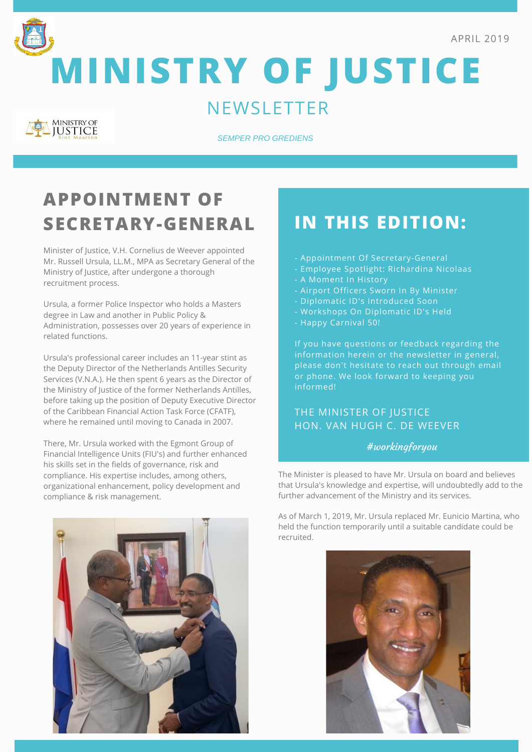APRIL 2019

# MINISTRY OF JUSTICE

## NEWSLETTER

*SEMPER PRO GREDIENS*

## APPOINTMENT OF SECRETARY-GENERAL

Minister of Justice, V.H. Cornelius de Weever appointed Mr. Russell Ursula, LL.M., MPA as Secretary General of the Ministry of Justice, after undergone a thorough recruitment process.

Ursula, a former Police Inspector who holds a Masters degree in Law and another in Public Policy & Administration, possesses over 20 years of experience in related functions.

Ursula's professional career includes an 11-year stint as the Deputy Director of the Netherlands Antilles Security Services (V.N.A.). He then spent 6 years as the Director of the Ministry of Justice of the former Netherlands Antilles, before taking up the position of Deputy Executive Director of the Caribbean Financial Action Task Force (CFATF), where he remained until moving to Canada in 2007.

There, Mr. Ursula worked with the Egmont Group of Financial Intelligence Units (FIU's) and further enhanced his skills set in the fields of governance, risk and compliance. His expertise includes, among others, organizational enhancement, policy development and compliance & risk management.

## IN THIS EDITION:

- Appointment Of Secretary-General
- Employee Spotlight: Richardina Nicolaas
- A Moment In History
- Airport Officers Sworn In By Minister
- Diplomatic ID's Introduced Soon
- Workshops On Diplomatic ID's Held
- Happy Carnival 50!

If you have questions or feedback regarding the information herein or the newsletter in general, please don't hesitate to reach out through email or phone. We look forward to keeping you informed!

THE MINISTER OF JUSTICE
HON. VAN HUGH C. DE WEEVER

*#workingforyou*

The Minister is pleased to have Mr. Ursula on board and believes that Ursula's knowledge and expertise, will undoubtedly add to the further advancement of the Ministry and its services.

As of March 1, 2019, Mr. Ursula replaced Mr. Eunicio Martina, who held the function temporarily until a suitable candidate could be recruited.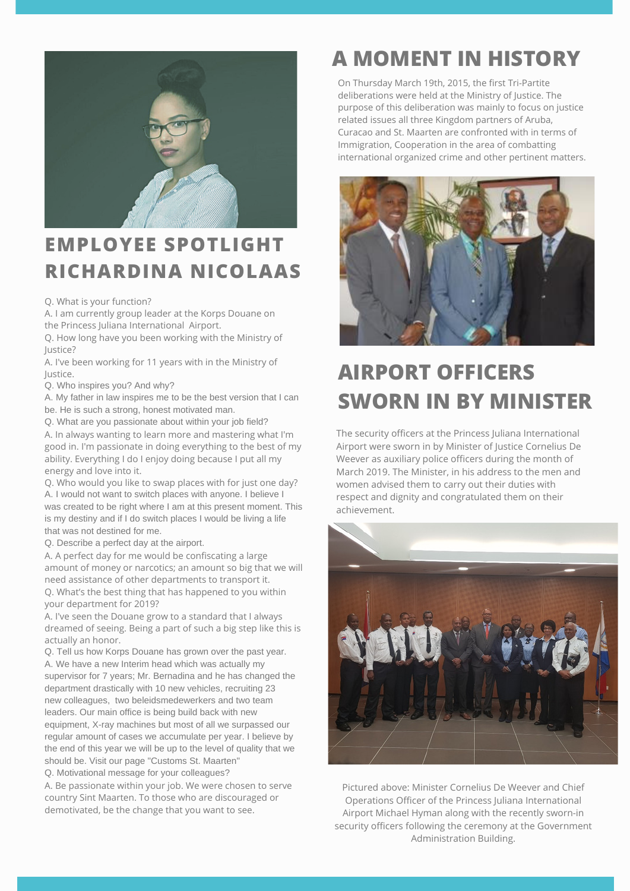## EMPLOYEE SPOTLIGHT RICHARDINA NICOLAAS

Q. What is your function?
A. I am currently group leader at the Korps Douane on the Princess Juliana International Airport.
Q. How long have you been working with the Ministry of Justice?
A. I've been working for 11 years with in the Ministry of Justice.
Q. Who inspires you? And why?
A. My father in law inspires me to be the best version that I can be. He is such a strong, honest motivated man.
Q. What are you passionate about within your job field?
A. In always wanting to learn more and mastering what I'm good in. I'm passionate in doing everything to the best of my ability. Everything I do I enjoy doing because I put all my energy and love into it.
Q. Who would you like to swap places with for just one day?
A. I would not want to switch places with anyone. I believe I was created to be right where I am at this present moment. This is my destiny and if I do switch places I would be living a life that was not destined for me.
Q. Describe a perfect day at the airport.
A. A perfect day for me would be confiscating a large amount of money or narcotics; an amount so big that we will need assistance of other departments to transport it.
Q. What's the best thing that has happened to you within your department for 2019?
A. I've seen the Douane grow to a standard that I always dreamed of seeing. Being a part of such a big step like this is actually an honor.
Q. Tell us how Korps Douane has grown over the past year.
A. We have a new Interim head which was actually my supervisor for 7 years; Mr. Bernadina and he has changed the department drastically with 10 new vehicles, recruiting 23 new colleagues, two beleidsmedewerkers and two team leaders. Our main office is being build back with new equipment, X-ray machines but most of all we surpassed our regular amount of cases we accumulate per year. I believe by the end of this year we will be up to the level of quality that we should be. Visit our page "Customs St. Maarten"
Q. Motivational message for your colleagues?
A. Be passionate within your job. We were chosen to serve country Sint Maarten. To those who are discouraged or demotivated, be the change that you want to see.

## A MOMENT IN HISTORY

On Thursday March 19th, 2015, the first Tri-Partite deliberations were held at the Ministry of Justice. The purpose of this deliberation was mainly to focus on justice related issues all three Kingdom partners of Aruba, Curacao and St. Maarten are confronted with in terms of Immigration, Cooperation in the area of combatting international organized crime and other pertinent matters.

## AIRPORT OFFICERS SWORN IN BY MINISTER

The security officers at the Princess Juliana International Airport were sworn in by Minister of Justice Cornelius De Weever as auxiliary police officers during the month of March 2019. The Minister, in his address to the men and women advised them to carry out their duties with respect and dignity and congratulated them on their achievement.

Pictured above: Minister Cornelius De Weever and Chief Operations Officer of the Princess Juliana International Airport Michael Hyman along with the recently sworn-in security officers following the ceremony at the Government Administration Building.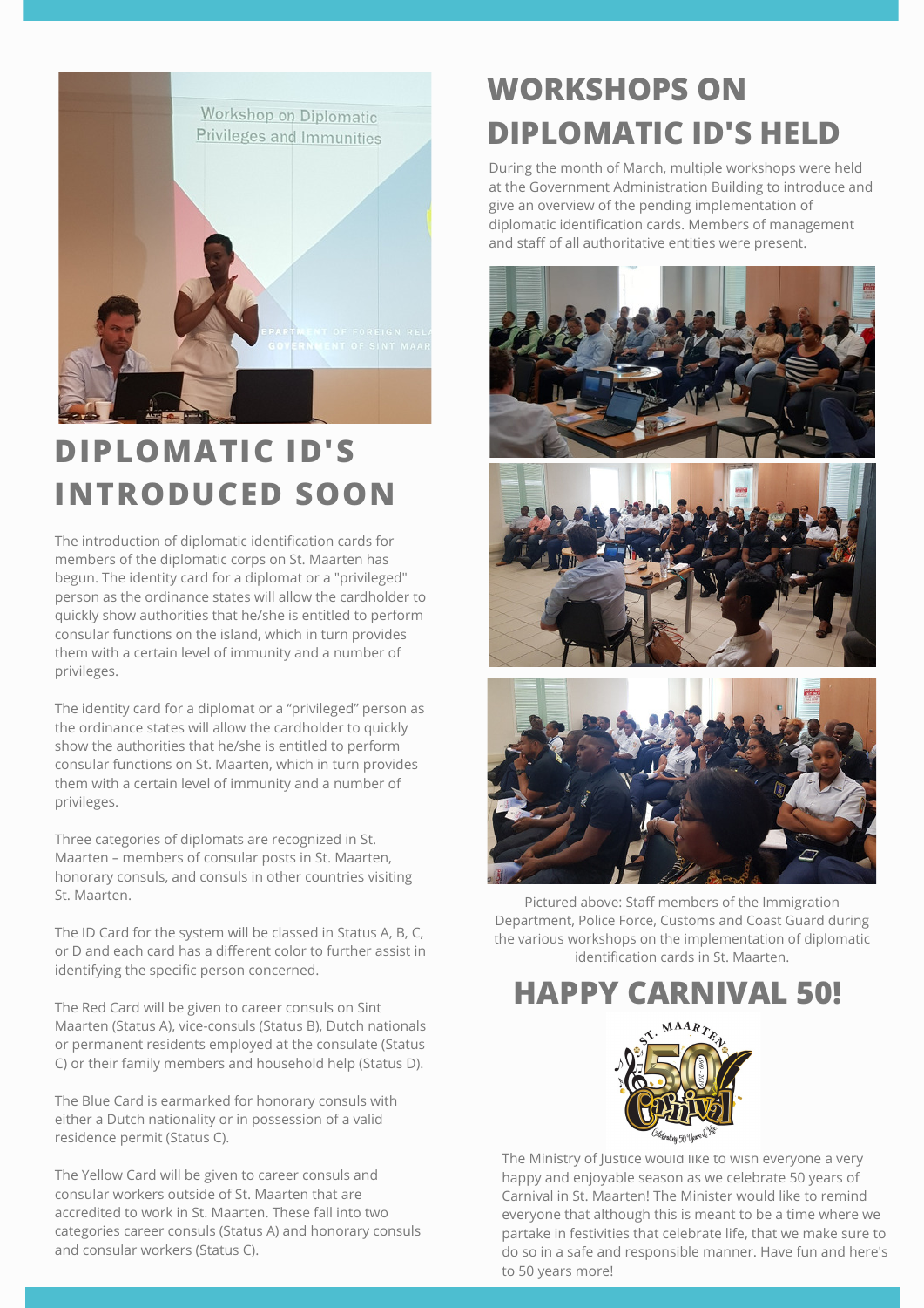## DIPLOMATIC ID'S INTRODUCED SOON

The introduction of diplomatic identification cards for members of the diplomatic corps on St. Maarten has begun. The identity card for a diplomat or a "privileged" person as the ordinance states will allow the cardholder to quickly show authorities that he/she is entitled to perform consular functions on the island, which in turn provides them with a certain level of immunity and a number of privileges.

The identity card for a diplomat or a "privileged" person as the ordinance states will allow the cardholder to quickly show the authorities that he/she is entitled to perform consular functions on St. Maarten, which in turn provides them with a certain level of immunity and a number of privileges.

Three categories of diplomats are recognized in St. Maarten – members of consular posts in St. Maarten, honorary consuls, and consuls in other countries visiting St. Maarten.

The ID Card for the system will be classed in Status A, B, C, or D and each card has a different color to further assist in identifying the specific person concerned.

The Red Card will be given to career consuls on Sint Maarten (Status A), vice-consuls (Status B), Dutch nationals or permanent residents employed at the consulate (Status C) or their family members and household help (Status D).

The Blue Card is earmarked for honorary consuls with either a Dutch nationality or in possession of a valid residence permit (Status C).

The Yellow Card will be given to career consuls and consular workers outside of St. Maarten that are accredited to work in St. Maarten. These fall into two categories career consuls (Status A) and honorary consuls and consular workers (Status C).

## WORKSHOPS ON DIPLOMATIC ID'S HELD

During the month of March, multiple workshops were held at the Government Administration Building to introduce and give an overview of the pending implementation of diplomatic identification cards. Members of management and staff of all authoritative entities were present.

Pictured above: Staff members of the Immigration Department, Police Force, Customs and Coast Guard during the various workshops on the implementation of diplomatic identification cards in St. Maarten.

## HAPPY CARNIVAL 50!

The Ministry of Justice would like to wish everyone a very happy and enjoyable season as we celebrate 50 years of Carnival in St. Maarten! The Minister would like to remind everyone that although this is meant to be a time where we partake in festivities that celebrate life, that we make sure to do so in a safe and responsible manner. Have fun and here's to 50 years more!